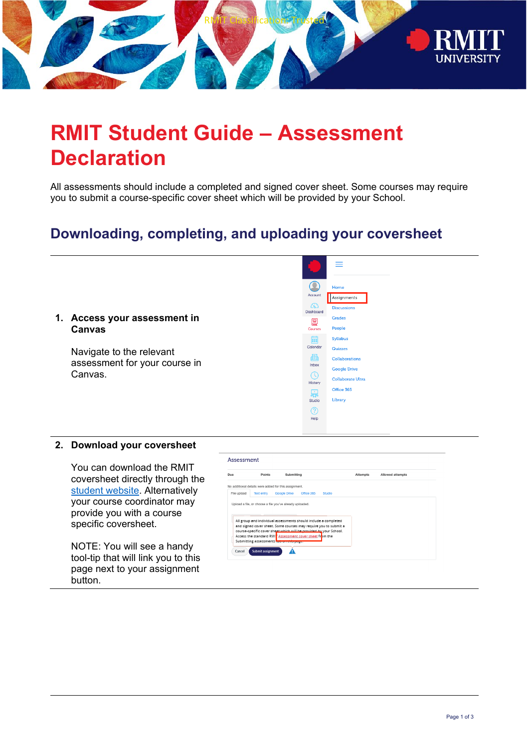# RMIT Student Guide – Assessment Declaration

All assessments should include a completed and signed cover sheet. Some courses may require you to submit a course-specific cover sheet which will be provided by your School.

## Downloading, completing, and uploading your coversheet

1. **Access your assessment in Canvas**

   Navigate to the relevant assessment for your course in Canvas.

2. **Download your coversheet**

   You can download the RMIT coversheet directly through the student website. Alternatively your course coordinator may provide you with a course specific coversheet.

   NOTE: You will see a handy tool-tip that will link you to this page next to your assignment button.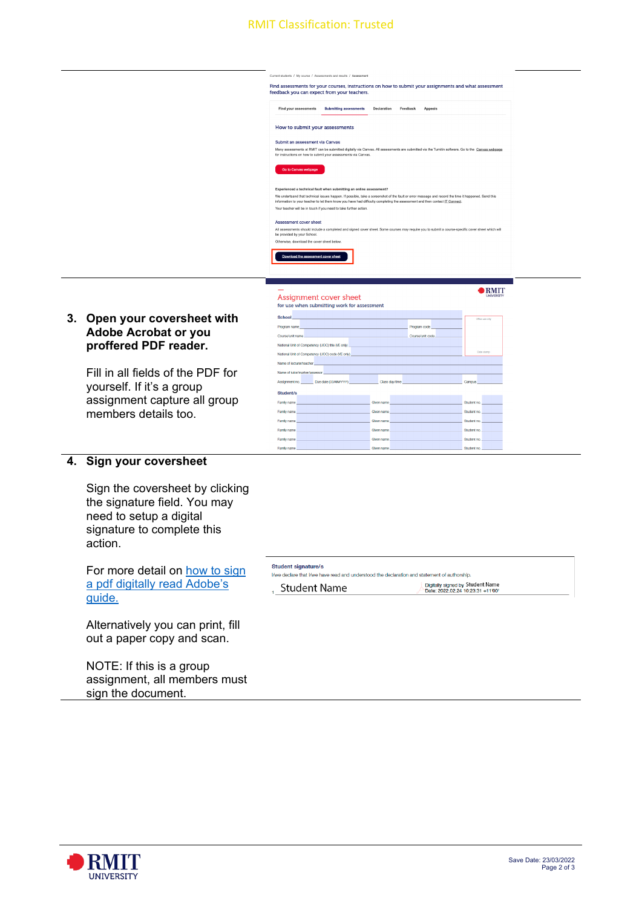3. **Open your coversheet with Adobe Acrobat or you proffered PDF reader.**

   Fill in all fields of the PDF for yourself. If it's a group assignment capture all group members details too.

4. **Sign your coversheet**

   Sign the coversheet by clicking the signature field. You may need to setup a digital signature to complete this action.

   For more detail on how to sign a pdf digitally read Adobe's guide.

   Alternatively you can print, fill out a paper copy and scan.

   NOTE: If this is a group assignment, all members must sign the document.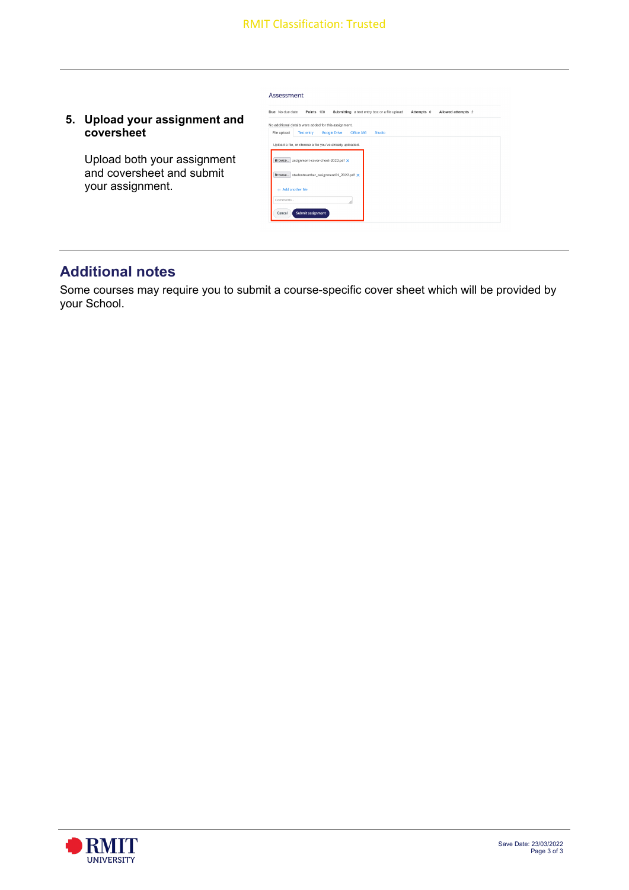5. **Upload your assignment and coversheet**

   Upload both your assignment and coversheet and submit your assignment.

## Additional notes

Some courses may require you to submit a course-specific cover sheet which will be provided by your School.